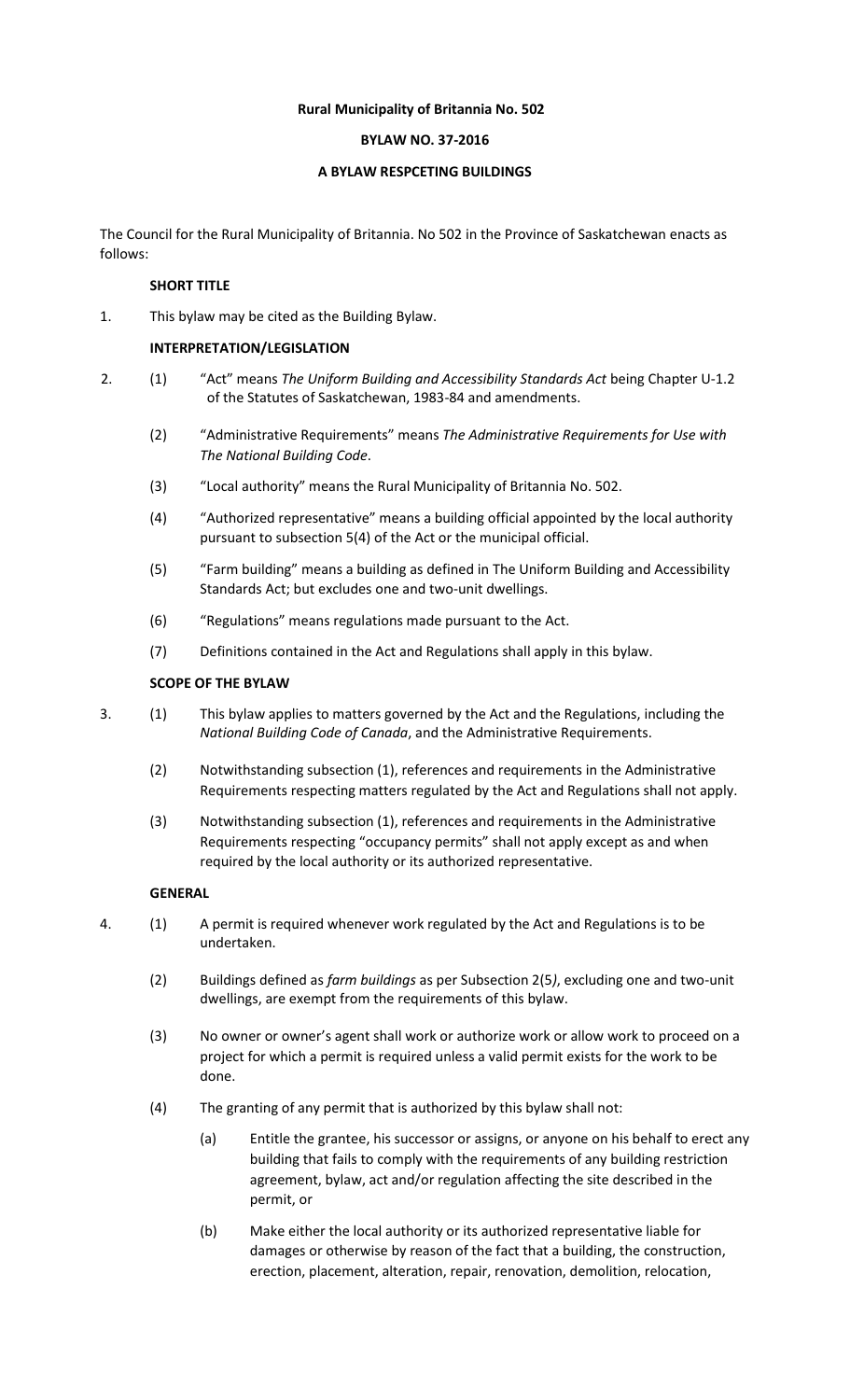**Rural Municipality of Britannia No. 502**

**BYLAW NO. 37-2016**

**A BYLAW RESPCETING BUILDINGS**

The Council for the Rural Municipality of Britannia. No 502 in the Province of Saskatchewan enacts as follows:

**SHORT TITLE**

1. This bylaw may be cited as the Building Bylaw.

**INTERPRETATION/LEGISLATION**

2. (1) "Act" means *The Uniform Building and Accessibility Standards Act* being Chapter U-1.2 of the Statutes of Saskatchewan, 1983-84 and amendments.

   (2) "Administrative Requirements" means *The Administrative Requirements for Use with The National Building Code*.

   (3) "Local authority" means the Rural Municipality of Britannia No. 502.

   (4) "Authorized representative" means a building official appointed by the local authority pursuant to subsection 5(4) of the Act or the municipal official.

   (5) "Farm building" means a building as defined in The Uniform Building and Accessibility Standards Act; but excludes one and two-unit dwellings.

   (6) "Regulations" means regulations made pursuant to the Act.

   (7) Definitions contained in the Act and Regulations shall apply in this bylaw.

**SCOPE OF THE BYLAW**

3. (1) This bylaw applies to matters governed by the Act and the Regulations, including the *National Building Code of Canada*, and the Administrative Requirements.

   (2) Notwithstanding subsection (1), references and requirements in the Administrative Requirements respecting matters regulated by the Act and Regulations shall not apply.

   (3) Notwithstanding subsection (1), references and requirements in the Administrative Requirements respecting "occupancy permits" shall not apply except as and when required by the local authority or its authorized representative.

**GENERAL**

4. (1) A permit is required whenever work regulated by the Act and Regulations is to be undertaken.

   (2) Buildings defined as *farm buildings* as per Subsection 2(5*)*, excluding one and two-unit dwellings, are exempt from the requirements of this bylaw.

   (3) No owner or owner's agent shall work or authorize work or allow work to proceed on a project for which a permit is required unless a valid permit exists for the work to be done.

   (4) The granting of any permit that is authorized by this bylaw shall not:

      (a) Entitle the grantee, his successor or assigns, or anyone on his behalf to erect any building that fails to comply with the requirements of any building restriction agreement, bylaw, act and/or regulation affecting the site described in the permit, or

      (b) Make either the local authority or its authorized representative liable for damages or otherwise by reason of the fact that a building, the construction, erection, placement, alteration, repair, renovation, demolition, relocation,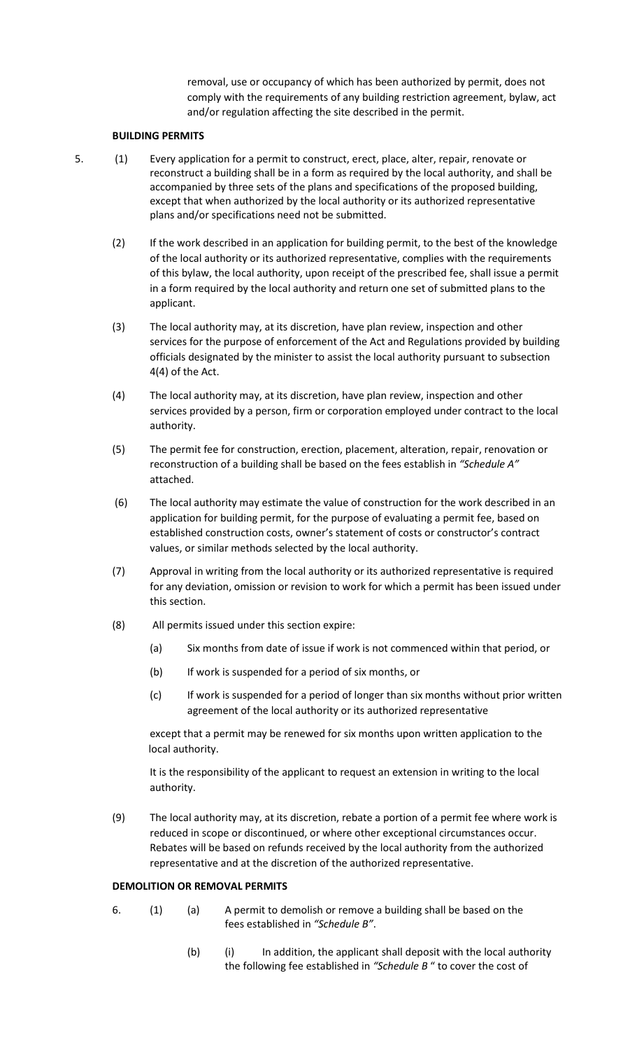removal, use or occupancy of which has been authorized by permit, does not comply with the requirements of any building restriction agreement, bylaw, act and/or regulation affecting the site described in the permit.

**BUILDING PERMITS**

5. (1) Every application for a permit to construct, erect, place, alter, repair, renovate or reconstruct a building shall be in a form as required by the local authority, and shall be accompanied by three sets of the plans and specifications of the proposed building, except that when authorized by the local authority or its authorized representative plans and/or specifications need not be submitted.

(2) If the work described in an application for building permit, to the best of the knowledge of the local authority or its authorized representative, complies with the requirements of this bylaw, the local authority, upon receipt of the prescribed fee, shall issue a permit in a form required by the local authority and return one set of submitted plans to the applicant.

(3) The local authority may, at its discretion, have plan review, inspection and other services for the purpose of enforcement of the Act and Regulations provided by building officials designated by the minister to assist the local authority pursuant to subsection 4(4) of the Act.

(4) The local authority may, at its discretion, have plan review, inspection and other services provided by a person, firm or corporation employed under contract to the local authority.

(5) The permit fee for construction, erection, placement, alteration, repair, renovation or reconstruction of a building shall be based on the fees establish in *"Schedule A"* attached.

(6) The local authority may estimate the value of construction for the work described in an application for building permit, for the purpose of evaluating a permit fee, based on established construction costs, owner's statement of costs or constructor's contract values, or similar methods selected by the local authority.

(7) Approval in writing from the local authority or its authorized representative is required for any deviation, omission or revision to work for which a permit has been issued under this section.

(8) All permits issued under this section expire:

(a) Six months from date of issue if work is not commenced within that period, or

(b) If work is suspended for a period of six months, or

(c) If work is suspended for a period of longer than six months without prior written agreement of the local authority or its authorized representative

except that a permit may be renewed for six months upon written application to the local authority.

It is the responsibility of the applicant to request an extension in writing to the local authority.

(9) The local authority may, at its discretion, rebate a portion of a permit fee where work is reduced in scope or discontinued, or where other exceptional circumstances occur. Rebates will be based on refunds received by the local authority from the authorized representative and at the discretion of the authorized representative.

**DEMOLITION OR REMOVAL PERMITS**

6. (1) (a) A permit to demolish or remove a building shall be based on the fees established in *"Schedule B"*.

(b) (i) In addition, the applicant shall deposit with the local authority the following fee established in *"Schedule B "* to cover the cost of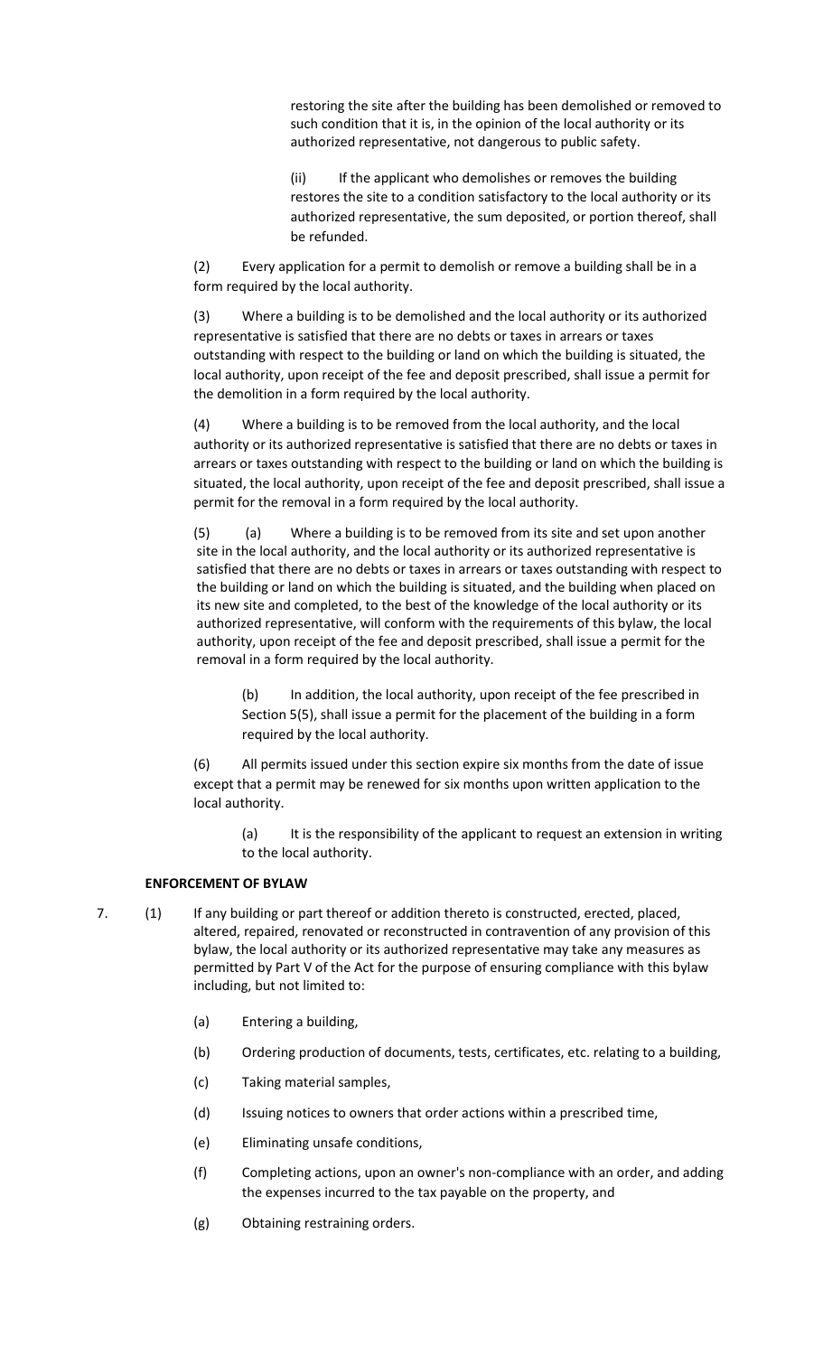restoring the site after the building has been demolished or removed to such condition that it is, in the opinion of the local authority or its authorized representative, not dangerous to public safety.

(ii) If the applicant who demolishes or removes the building restores the site to a condition satisfactory to the local authority or its authorized representative, the sum deposited, or portion thereof, shall be refunded.

(2) Every application for a permit to demolish or remove a building shall be in a form required by the local authority.

(3) Where a building is to be demolished and the local authority or its authorized representative is satisfied that there are no debts or taxes in arrears or taxes outstanding with respect to the building or land on which the building is situated, the local authority, upon receipt of the fee and deposit prescribed, shall issue a permit for the demolition in a form required by the local authority.

(4) Where a building is to be removed from the local authority, and the local authority or its authorized representative is satisfied that there are no debts or taxes in arrears or taxes outstanding with respect to the building or land on which the building is situated, the local authority, upon receipt of the fee and deposit prescribed, shall issue a permit for the removal in a form required by the local authority.

(5) (a) Where a building is to be removed from its site and set upon another site in the local authority, and the local authority or its authorized representative is satisfied that there are no debts or taxes in arrears or taxes outstanding with respect to the building or land on which the building is situated, and the building when placed on its new site and completed, to the best of the knowledge of the local authority or its authorized representative, will conform with the requirements of this bylaw, the local authority, upon receipt of the fee and deposit prescribed, shall issue a permit for the removal in a form required by the local authority.

(b) In addition, the local authority, upon receipt of the fee prescribed in Section 5(5), shall issue a permit for the placement of the building in a form required by the local authority.

(6) All permits issued under this section expire six months from the date of issue except that a permit may be renewed for six months upon written application to the local authority.

(a) It is the responsibility of the applicant to request an extension in writing to the local authority.

**ENFORCEMENT OF BYLAW**

7. (1) If any building or part thereof or addition thereto is constructed, erected, placed, altered, repaired, renovated or reconstructed in contravention of any provision of this bylaw, the local authority or its authorized representative may take any measures as permitted by Part V of the Act for the purpose of ensuring compliance with this bylaw including, but not limited to:

(a) Entering a building,

(b) Ordering production of documents, tests, certificates, etc. relating to a building,

(c) Taking material samples,

(d) Issuing notices to owners that order actions within a prescribed time,

(e) Eliminating unsafe conditions,

(f) Completing actions, upon an owner's non-compliance with an order, and adding the expenses incurred to the tax payable on the property, and

(g) Obtaining restraining orders.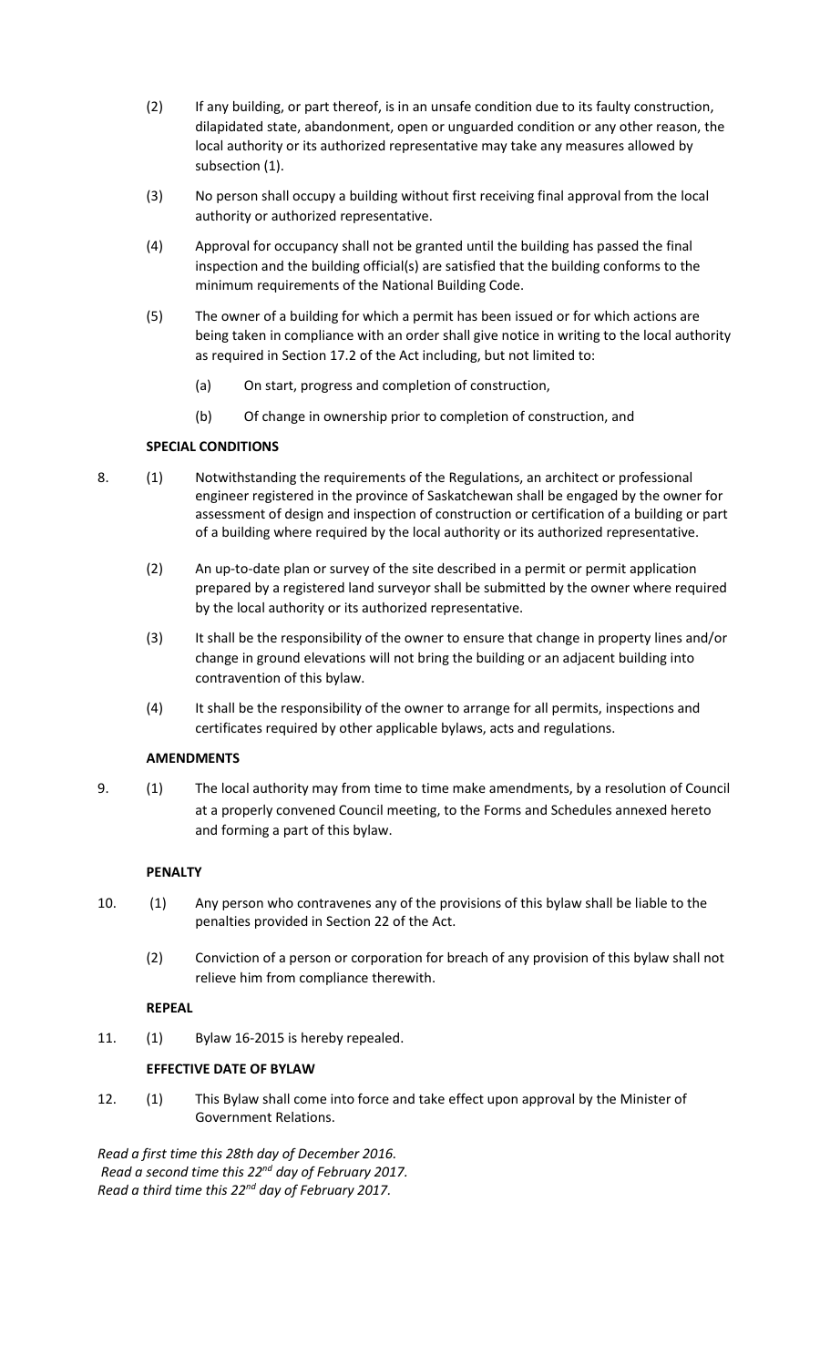(2) If any building, or part thereof, is in an unsafe condition due to its faulty construction, dilapidated state, abandonment, open or unguarded condition or any other reason, the local authority or its authorized representative may take any measures allowed by subsection (1).

(3) No person shall occupy a building without first receiving final approval from the local authority or authorized representative.

(4) Approval for occupancy shall not be granted until the building has passed the final inspection and the building official(s) are satisfied that the building conforms to the minimum requirements of the National Building Code.

(5) The owner of a building for which a permit has been issued or for which actions are being taken in compliance with an order shall give notice in writing to the local authority as required in Section 17.2 of the Act including, but not limited to:

(a) On start, progress and completion of construction,

(b) Of change in ownership prior to completion of construction, and

**SPECIAL CONDITIONS**

8. (1) Notwithstanding the requirements of the Regulations, an architect or professional engineer registered in the province of Saskatchewan shall be engaged by the owner for assessment of design and inspection of construction or certification of a building or part of a building where required by the local authority or its authorized representative.

(2) An up-to-date plan or survey of the site described in a permit or permit application prepared by a registered land surveyor shall be submitted by the owner where required by the local authority or its authorized representative.

(3) It shall be the responsibility of the owner to ensure that change in property lines and/or change in ground elevations will not bring the building or an adjacent building into contravention of this bylaw.

(4) It shall be the responsibility of the owner to arrange for all permits, inspections and certificates required by other applicable bylaws, acts and regulations.

**AMENDMENTS**

9. (1) The local authority may from time to time make amendments, by a resolution of Council at a properly convened Council meeting, to the Forms and Schedules annexed hereto and forming a part of this bylaw.

**PENALTY**

10. (1) Any person who contravenes any of the provisions of this bylaw shall be liable to the penalties provided in Section 22 of the Act.

(2) Conviction of a person or corporation for breach of any provision of this bylaw shall not relieve him from compliance therewith.

**REPEAL**

11. (1) Bylaw 16-2015 is hereby repealed.

**EFFECTIVE DATE OF BYLAW**

12. (1) This Bylaw shall come into force and take effect upon approval by the Minister of Government Relations.

*Read a first time this 28th day of December 2016.*
*Read a second time this 22nd day of February 2017.*
*Read a third time this 22nd day of February 2017.*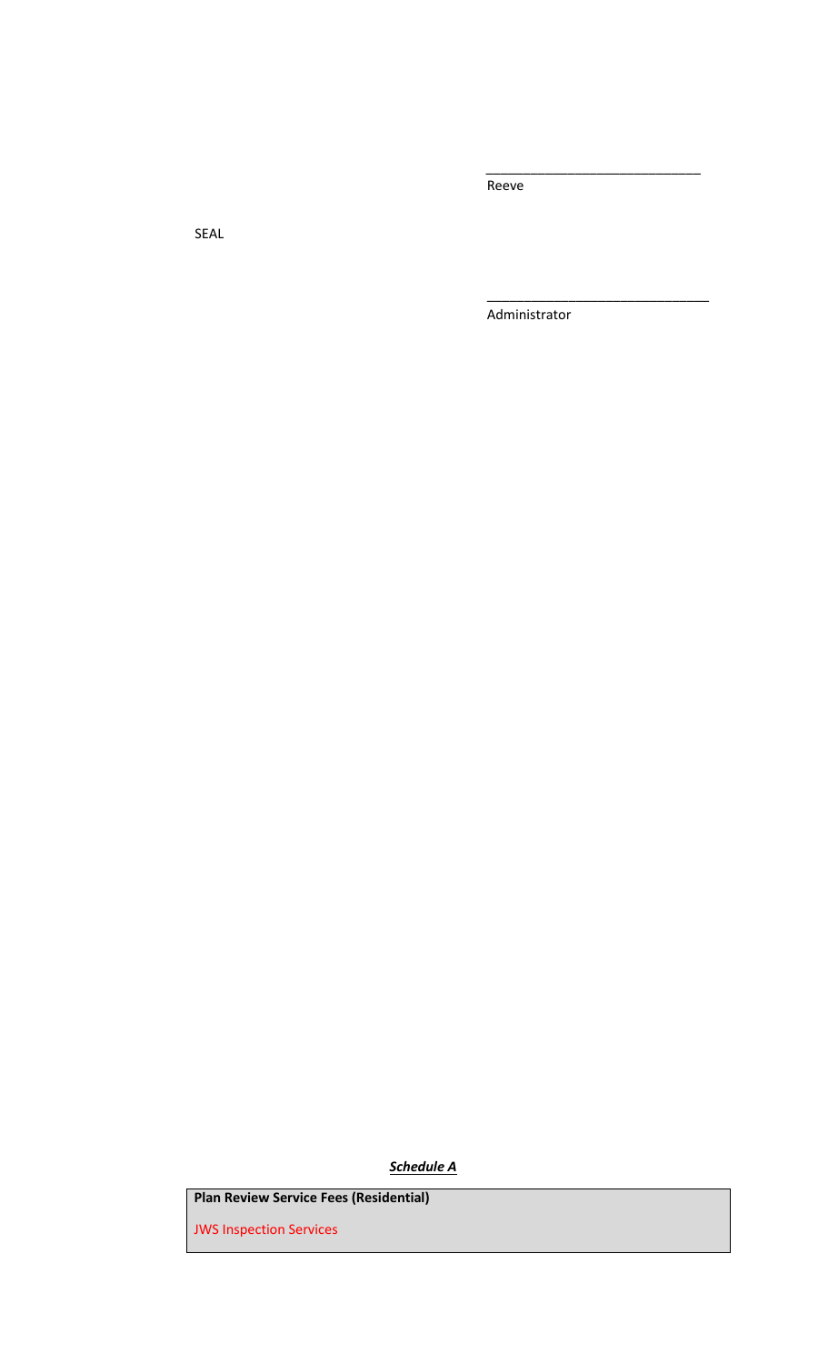\_\_\_\_\_\_\_\_\_\_\_\_\_\_\_\_\_\_\_\_\_\_\_\_\_\_\_\_\_\_

Reeve

SEAL

\_\_\_\_\_\_\_\_\_\_\_\_\_\_\_\_\_\_\_\_\_\_\_\_\_\_\_\_\_\_

Administrator

***Schedule A***

| **Plan Review Service Fees (Residential)** |
|---|
| JWS Inspection Services |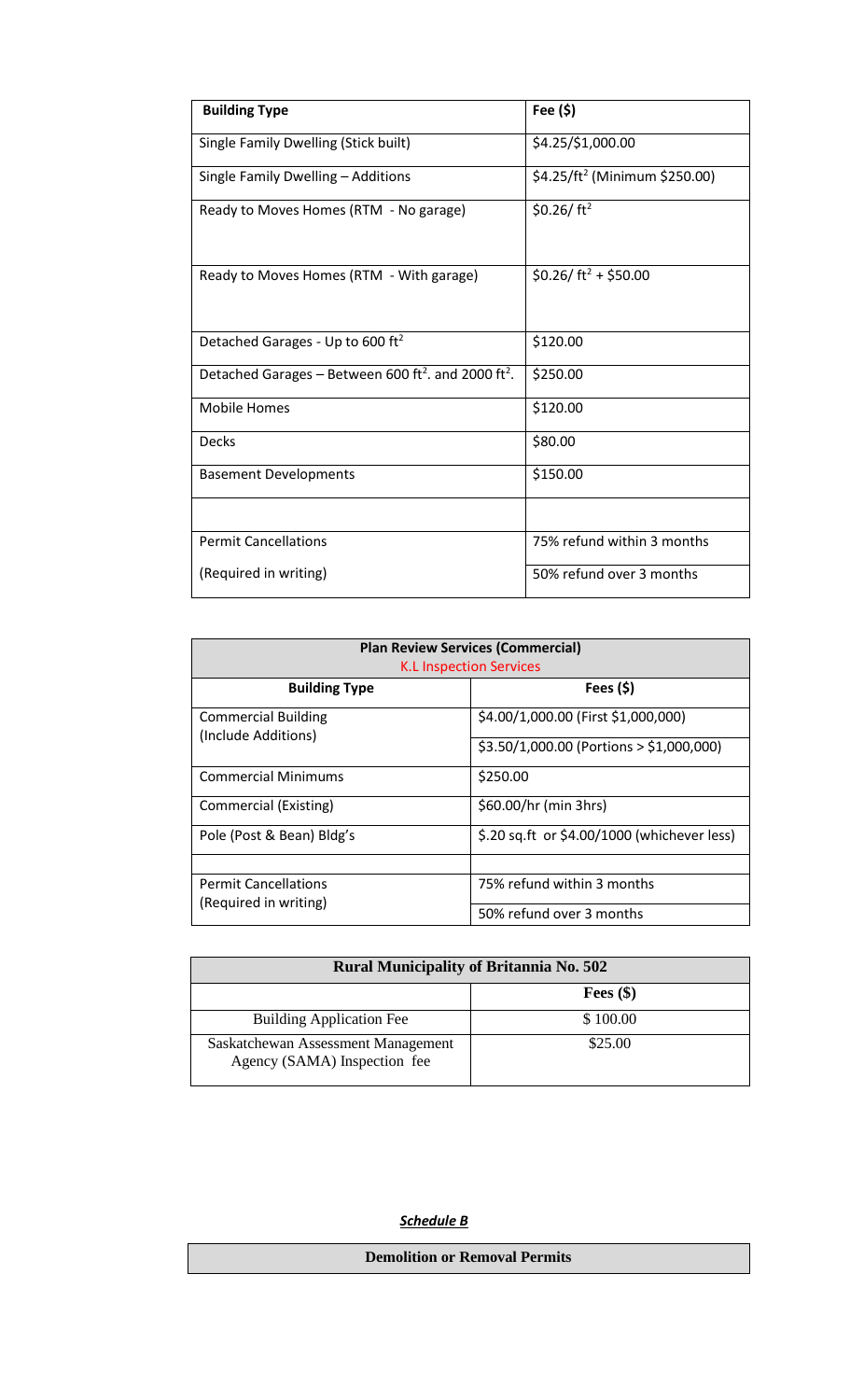| Building Type | Fee ($) |
|---|---|
| Single Family Dwelling (Stick built) | $4.25/$1,000.00 |
| Single Family Dwelling – Additions | $4.25/ft$^2$ (Minimum $250.00) |
| Ready to Moves Homes (RTM - No garage) | $0.26/ ft$^2$ |
| Ready to Moves Homes (RTM - With garage) | $0.26/ ft$^2$ + $50.00 |
| Detached Garages - Up to 600 ft$^2$ | $120.00 |
| Detached Garages – Between 600 ft$^2$. and 2000 ft$^2$. | $250.00 |
| Mobile Homes | $120.00 |
| Decks | $80.00 |
| Basement Developments | $150.00 |
| | |
| Permit Cancellations | 75% refund within 3 months |
| (Required in writing) | 50% refund over 3 months |

| Plan Review Services (Commercial) K.L Inspection Services | |
|---|---|
| **Building Type** | **Fees ($)** |
| Commercial Building (Include Additions) | $4.00/1,000.00 (First $1,000,000) |
| | $3.50/1,000.00 (Portions > $1,000,000) |
| Commercial Minimums | $250.00 |
| Commercial (Existing) | $60.00/hr (min 3hrs) |
| Pole (Post & Bean) Bldg's | $.20 sq.ft or $4.00/1000 (whichever less) |
| | |
| Permit Cancellations (Required in writing) | 75% refund within 3 months |
| | 50% refund over 3 months |

| Rural Municipality of Britannia No. 502 | |
|---|---|
| | **Fees ($)** |
| Building Application Fee | $ 100.00 |
| Saskatchewan Assessment Management Agency (SAMA) Inspection fee | $25.00 |

***Schedule B***

| Demolition or Removal Permits |
|---|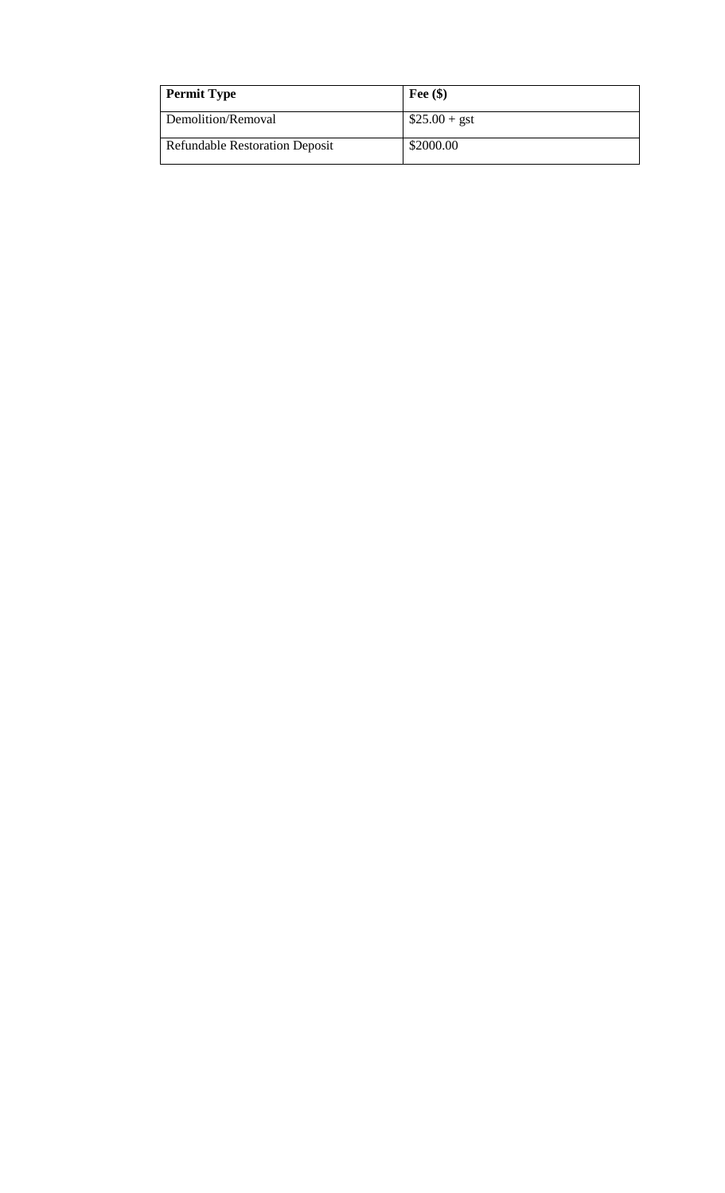| Permit Type | Fee ($) |
| --- | --- |
| Demolition/Removal | $25.00 + gst |
| Refundable Restoration Deposit | $2000.00 |